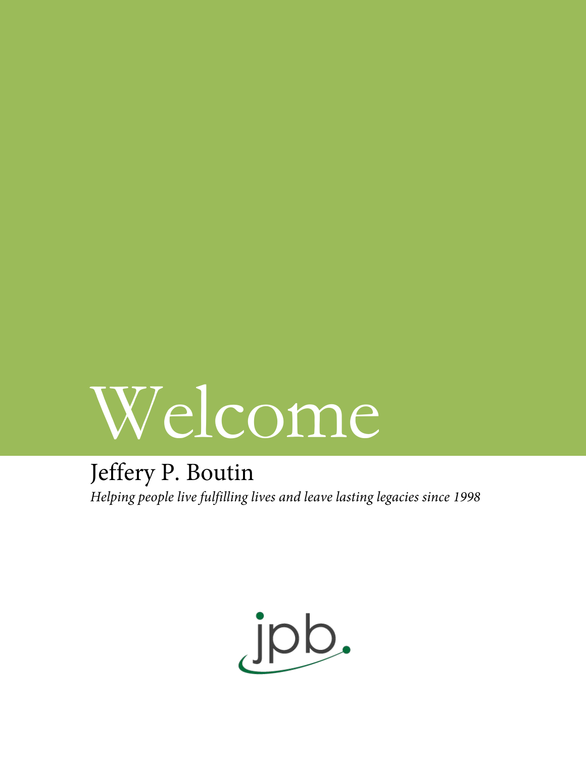# Welcome

## Jeffery P. Boutin

*Helping people live fulfilling lives and leave lasting legacies since 1998*

jpb.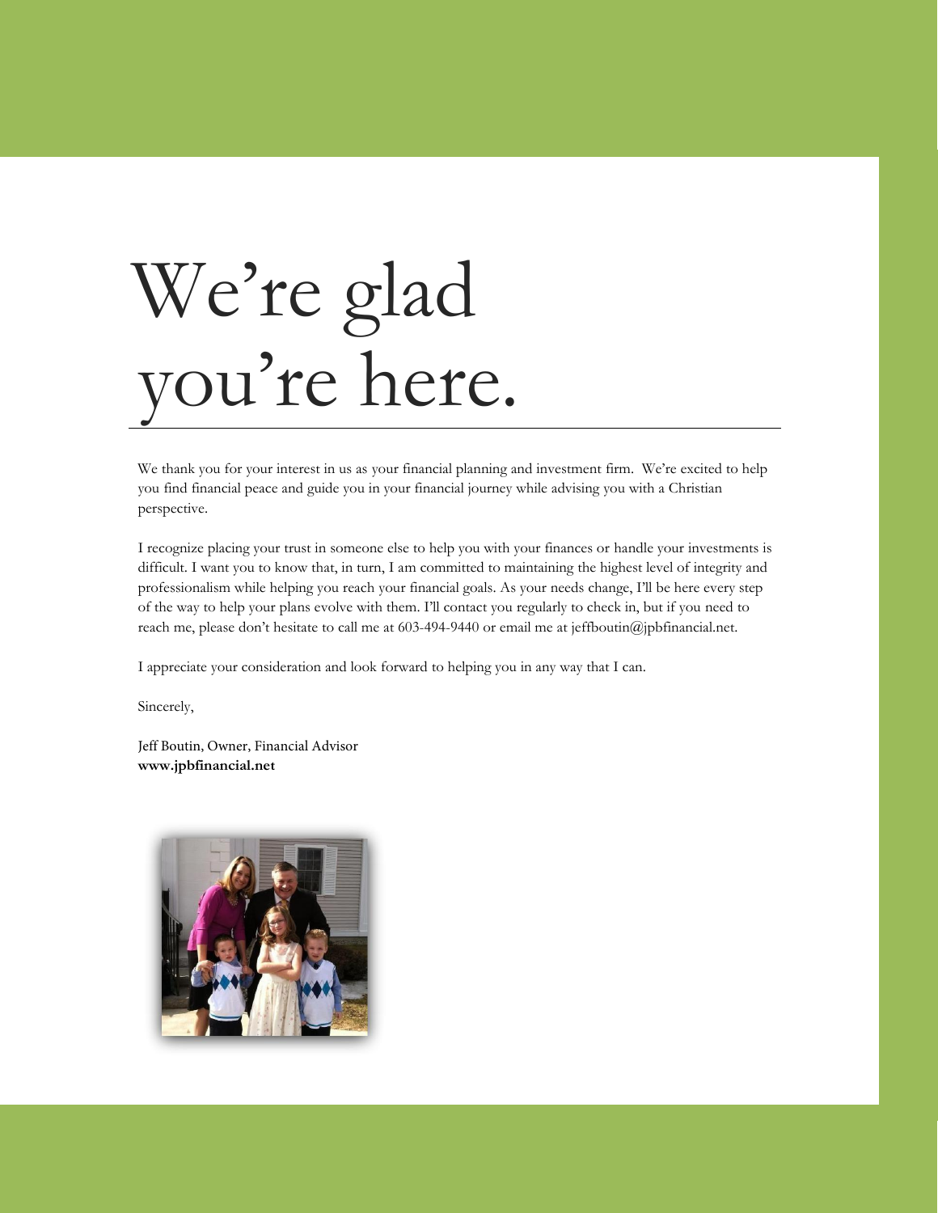# We're glad you're here.

We thank you for your interest in us as your financial planning and investment firm. We're excited to help you find financial peace and guide you in your financial journey while advising you with a Christian perspective.

I recognize placing your trust in someone else to help you with your finances or handle your investments is difficult. I want you to know that, in turn, I am committed to maintaining the highest level of integrity and professionalism while helping you reach your financial goals. As your needs change, I'll be here every step of the way to help your plans evolve with them. I'll contact you regularly to check in, but if you need to reach me, please don't hesitate to call me at 603-494-9440 or email me at jeffboutin@jpbfinancial.net.

I appreciate your consideration and look forward to helping you in any way that I can.

Sincerely,

Jeff Boutin, Owner, Financial Advisor
**www.jpbfinancial.net**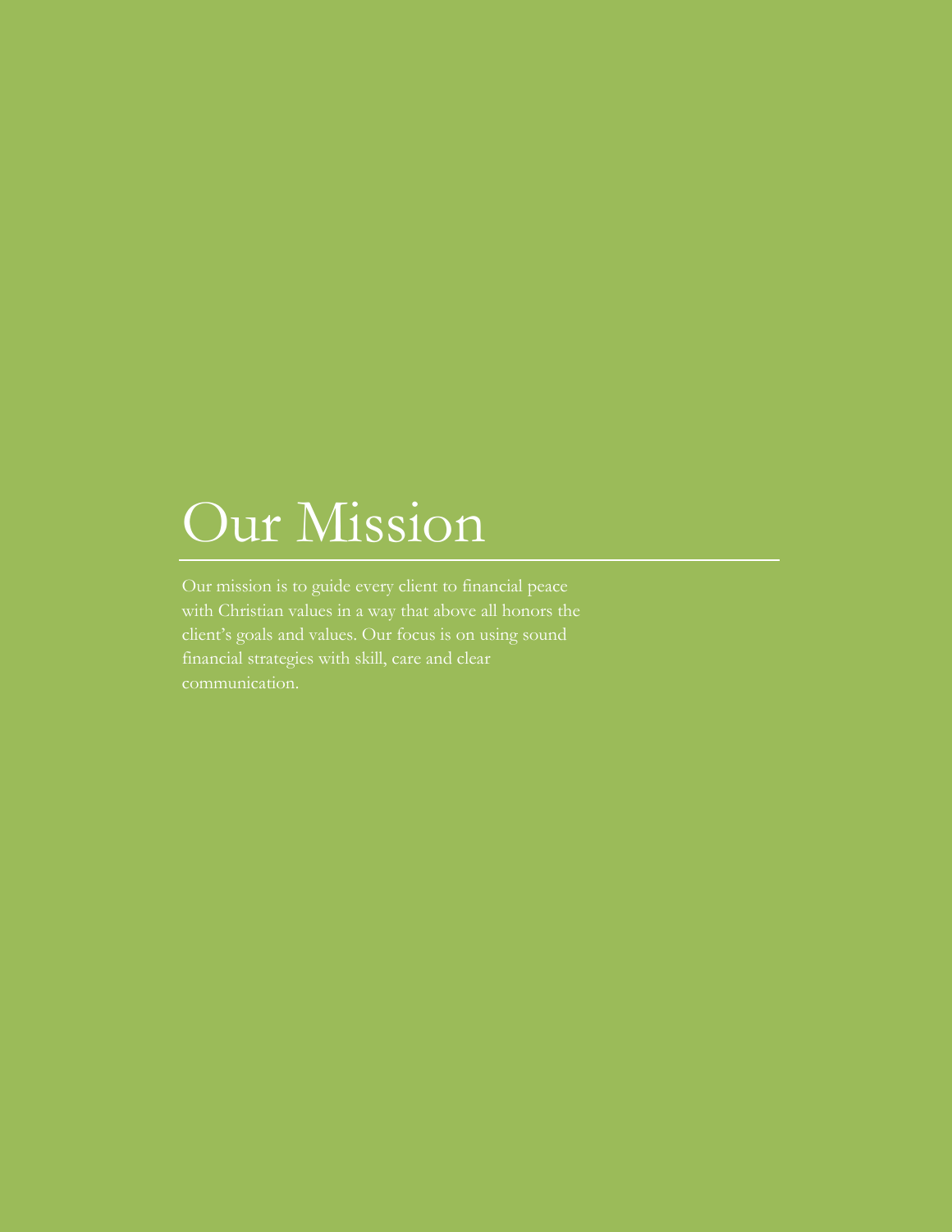# Our Mission

Our mission is to guide every client to financial peace with Christian values in a way that above all honors the client's goals and values. Our focus is on using sound financial strategies with skill, care and clear communication.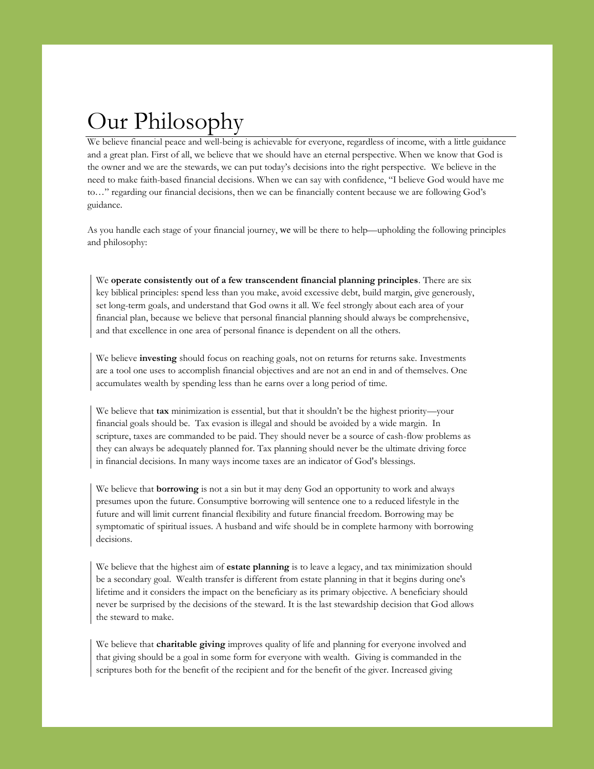# Our Philosophy

We believe financial peace and well-being is achievable for everyone, regardless of income, with a little guidance and a great plan. First of all, we believe that we should have an eternal perspective. When we know that God is the owner and we are the stewards, we can put today's decisions into the right perspective. We believe in the need to make faith-based financial decisions. When we can say with confidence, "I believe God would have me to…" regarding our financial decisions, then we can be financially content because we are following God's guidance.

As you handle each stage of your financial journey, we will be there to help—upholding the following principles and philosophy:

> We **operate consistently out of a few transcendent financial planning principles**. There are six key biblical principles: spend less than you make, avoid excessive debt, build margin, give generously, set long-term goals, and understand that God owns it all. We feel strongly about each area of your financial plan, because we believe that personal financial planning should always be comprehensive, and that excellence in one area of personal finance is dependent on all the others.

> We believe **investing** should focus on reaching goals, not on returns for returns sake. Investments are a tool one uses to accomplish financial objectives and are not an end in and of themselves. One accumulates wealth by spending less than he earns over a long period of time.

> We believe that **tax** minimization is essential, but that it shouldn't be the highest priority—your financial goals should be. Tax evasion is illegal and should be avoided by a wide margin. In scripture, taxes are commanded to be paid. They should never be a source of cash-flow problems as they can always be adequately planned for. Tax planning should never be the ultimate driving force in financial decisions. In many ways income taxes are an indicator of God's blessings.

> We believe that **borrowing** is not a sin but it may deny God an opportunity to work and always presumes upon the future. Consumptive borrowing will sentence one to a reduced lifestyle in the future and will limit current financial flexibility and future financial freedom. Borrowing may be symptomatic of spiritual issues. A husband and wife should be in complete harmony with borrowing decisions.

> We believe that the highest aim of **estate planning** is to leave a legacy, and tax minimization should be a secondary goal. Wealth transfer is different from estate planning in that it begins during one's lifetime and it considers the impact on the beneficiary as its primary objective. A beneficiary should never be surprised by the decisions of the steward. It is the last stewardship decision that God allows the steward to make.

> We believe that **charitable giving** improves quality of life and planning for everyone involved and that giving should be a goal in some form for everyone with wealth. Giving is commanded in the scriptures both for the benefit of the recipient and for the benefit of the giver. Increased giving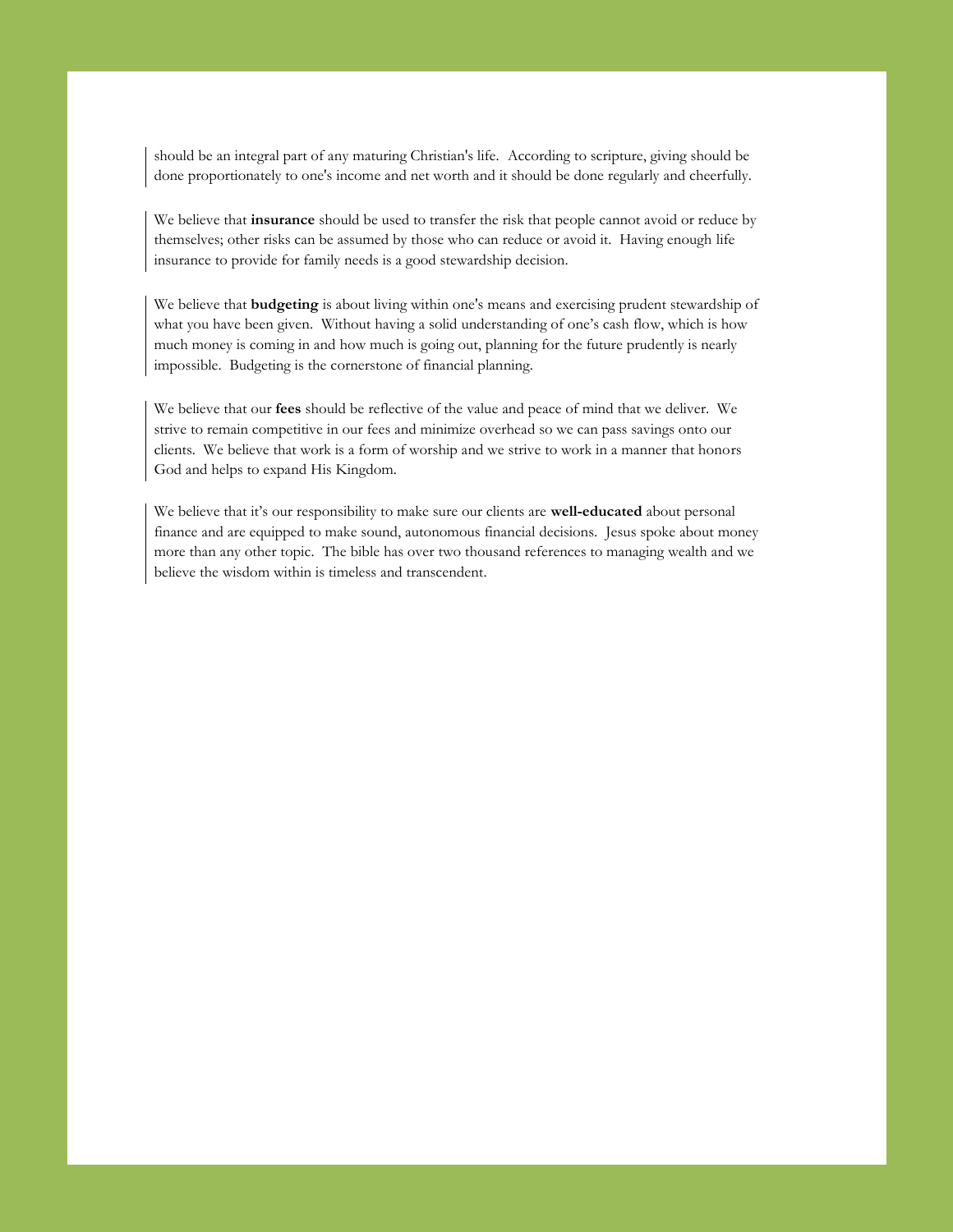should be an integral part of any maturing Christian's life. According to scripture, giving should be done proportionately to one's income and net worth and it should be done regularly and cheerfully.

We believe that **insurance** should be used to transfer the risk that people cannot avoid or reduce by themselves; other risks can be assumed by those who can reduce or avoid it. Having enough life insurance to provide for family needs is a good stewardship decision.

We believe that **budgeting** is about living within one's means and exercising prudent stewardship of what you have been given. Without having a solid understanding of one's cash flow, which is how much money is coming in and how much is going out, planning for the future prudently is nearly impossible. Budgeting is the cornerstone of financial planning.

We believe that our **fees** should be reflective of the value and peace of mind that we deliver. We strive to remain competitive in our fees and minimize overhead so we can pass savings onto our clients. We believe that work is a form of worship and we strive to work in a manner that honors God and helps to expand His Kingdom.

We believe that it's our responsibility to make sure our clients are **well-educated** about personal finance and are equipped to make sound, autonomous financial decisions. Jesus spoke about money more than any other topic. The bible has over two thousand references to managing wealth and we believe the wisdom within is timeless and transcendent.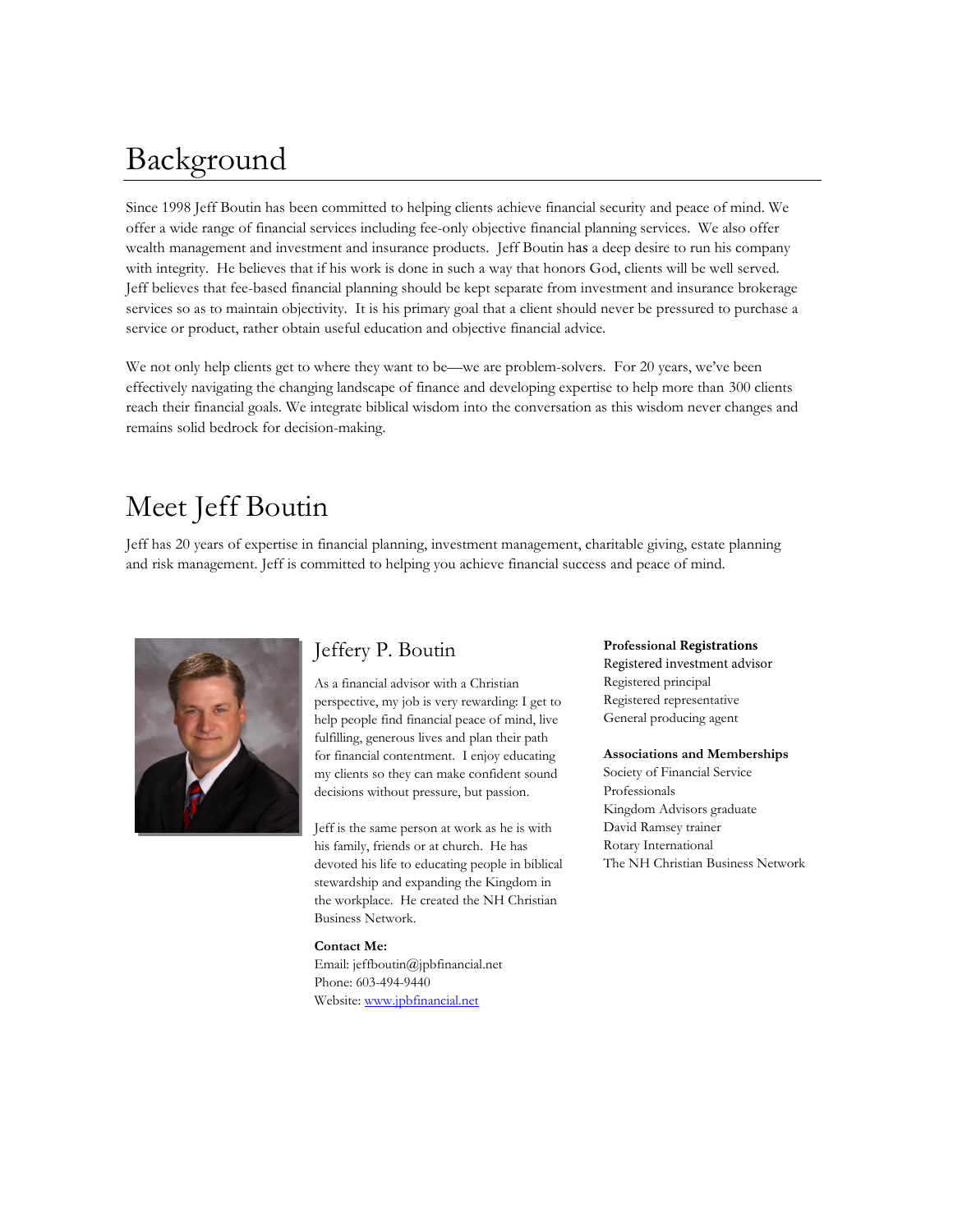# Background

Since 1998 Jeff Boutin has been committed to helping clients achieve financial security and peace of mind. We offer a wide range of financial services including fee-only objective financial planning services. We also offer wealth management and investment and insurance products. Jeff Boutin has a deep desire to run his company with integrity. He believes that if his work is done in such a way that honors God, clients will be well served. Jeff believes that fee-based financial planning should be kept separate from investment and insurance brokerage services so as to maintain objectivity. It is his primary goal that a client should never be pressured to purchase a service or product, rather obtain useful education and objective financial advice.

We not only help clients get to where they want to be—we are problem-solvers. For 20 years, we've been effectively navigating the changing landscape of finance and developing expertise to help more than 300 clients reach their financial goals. We integrate biblical wisdom into the conversation as this wisdom never changes and remains solid bedrock for decision-making.

# Meet Jeff Boutin

Jeff has 20 years of expertise in financial planning, investment management, charitable giving, estate planning and risk management. Jeff is committed to helping you achieve financial success and peace of mind.

## Jeffery P. Boutin

As a financial advisor with a Christian perspective, my job is very rewarding: I get to help people find financial peace of mind, live fulfilling, generous lives and plan their path for financial contentment. I enjoy educating my clients so they can make confident sound decisions without pressure, but passion.

Jeff is the same person at work as he is with his family, friends or at church. He has devoted his life to educating people in biblical stewardship and expanding the Kingdom in the workplace. He created the NH Christian Business Network.

**Contact Me:**
Email: jeffboutin@jpbfinancial.net
Phone: 603-494-9440
Website: [www.jpbfinancial.net](http://www.jpbfinancial.net)

**Professional Registrations**
Registered investment advisor
Registered principal
Registered representative
General producing agent

**Associations and Memberships**
Society of Financial Service Professionals
Kingdom Advisors graduate
David Ramsey trainer
Rotary International
The NH Christian Business Network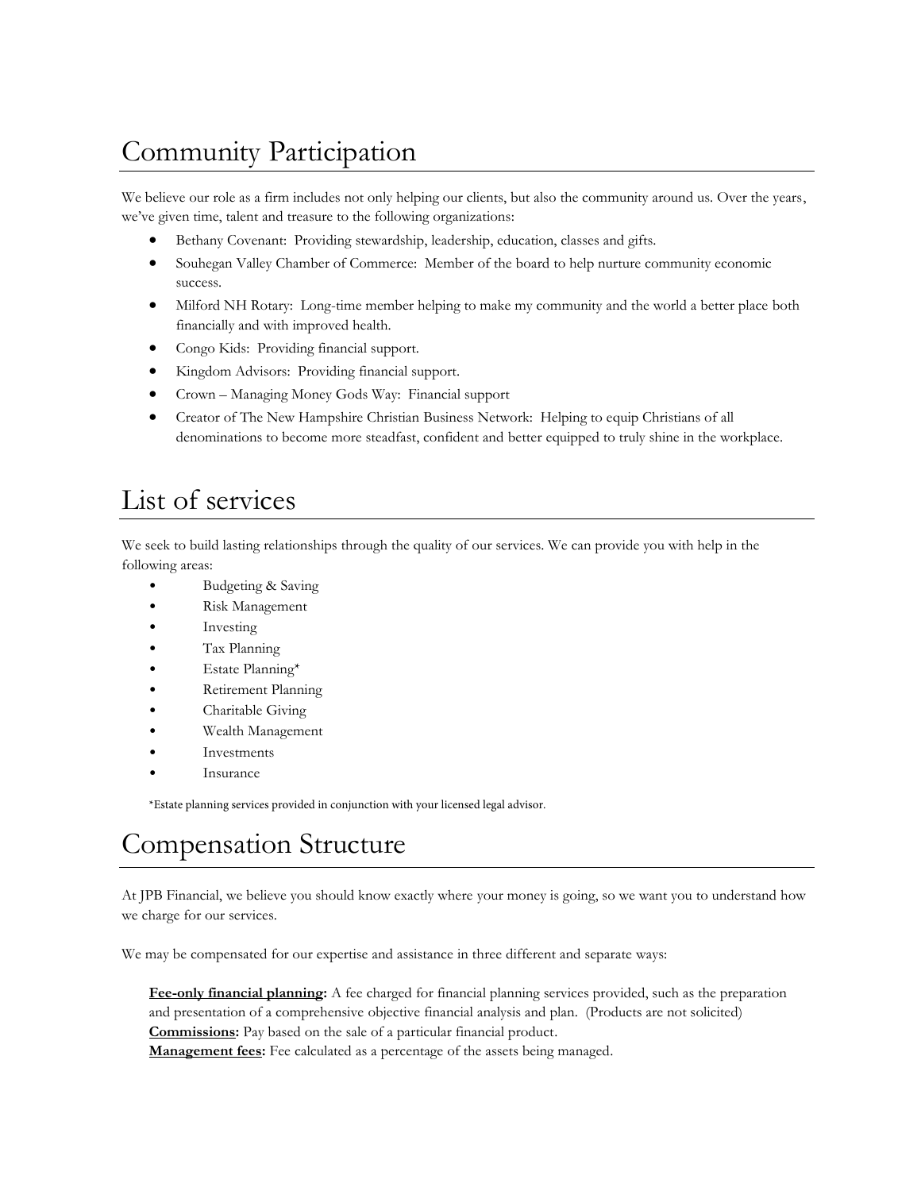# Community Participation

We believe our role as a firm includes not only helping our clients, but also the community around us. Over the years, we've given time, talent and treasure to the following organizations:

- Bethany Covenant: Providing stewardship, leadership, education, classes and gifts.
- Souhegan Valley Chamber of Commerce: Member of the board to help nurture community economic success.
- Milford NH Rotary: Long-time member helping to make my community and the world a better place both financially and with improved health.
- Congo Kids: Providing financial support.
- Kingdom Advisors: Providing financial support.
- Crown – Managing Money Gods Way: Financial support
- Creator of The New Hampshire Christian Business Network: Helping to equip Christians of all denominations to become more steadfast, confident and better equipped to truly shine in the workplace.

# List of services

We seek to build lasting relationships through the quality of our services. We can provide you with help in the following areas:

- Budgeting & Saving
- Risk Management
- Investing
- Tax Planning
- Estate Planning*
- Retirement Planning
- Charitable Giving
- Wealth Management
- Investments
- Insurance

*Estate planning services provided in conjunction with your licensed legal advisor.

# Compensation Structure

At JPB Financial, we believe you should know exactly where your money is going, so we want you to understand how we charge for our services.

We may be compensated for our expertise and assistance in three different and separate ways:

**Fee-only financial planning:** A fee charged for financial planning services provided, such as the preparation and presentation of a comprehensive objective financial analysis and plan. (Products are not solicited)
**Commissions:** Pay based on the sale of a particular financial product.
**Management fees:** Fee calculated as a percentage of the assets being managed.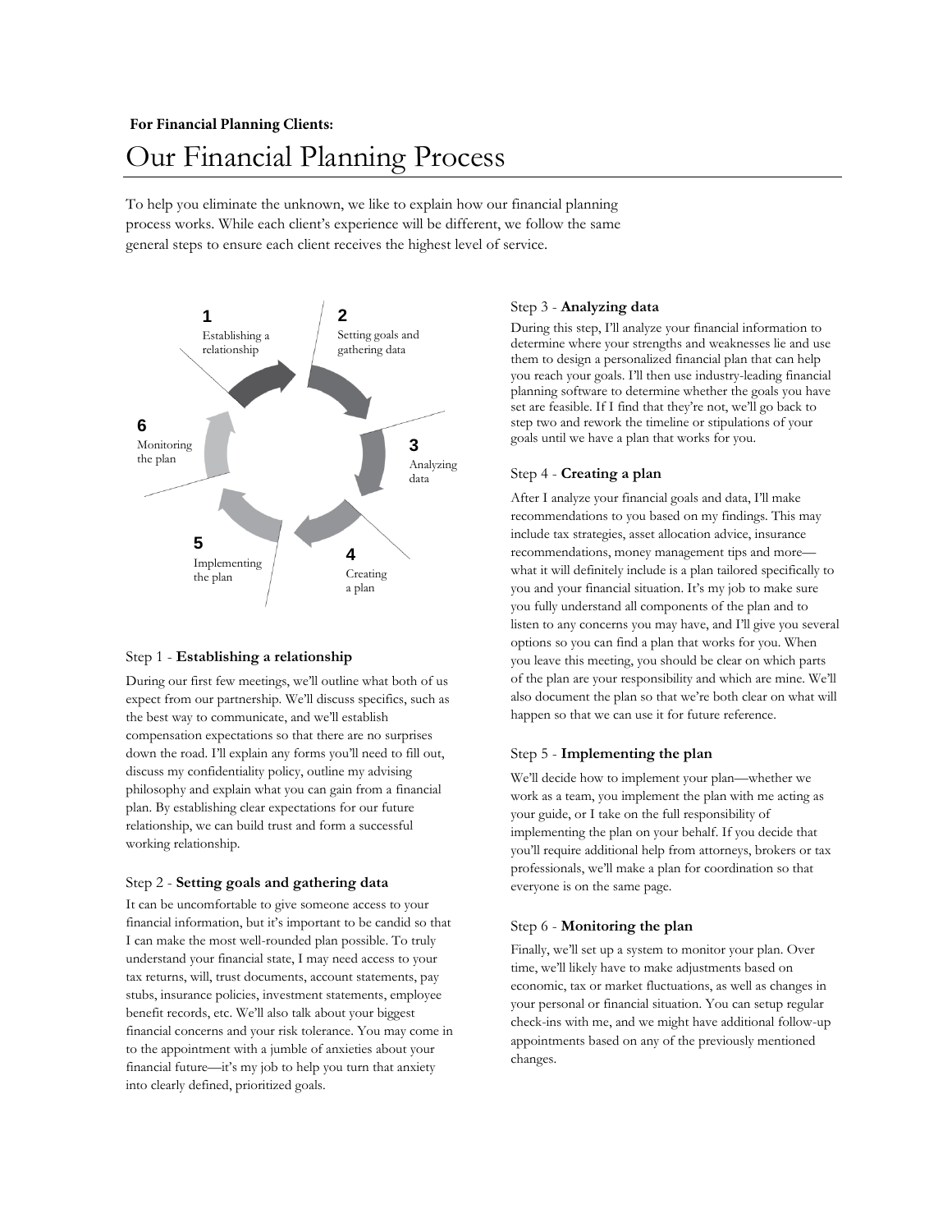**For Financial Planning Clients:**

# Our Financial Planning Process

To help you eliminate the unknown, we like to explain how our financial planning process works. While each client's experience will be different, we follow the same general steps to ensure each client receives the highest level of service.

**1** Establishing a relationship

**2** Setting goals and gathering data

**3** Analyzing data

**4** Creating a plan

**5** Implementing the plan

**6** Monitoring the plan

### Step 1 - **Establishing a relationship**

During our first few meetings, we'll outline what both of us expect from our partnership. We'll discuss specifics, such as the best way to communicate, and we'll establish compensation expectations so that there are no surprises down the road. I'll explain any forms you'll need to fill out, discuss my confidentiality policy, outline my advising philosophy and explain what you can gain from a financial plan. By establishing clear expectations for our future relationship, we can build trust and form a successful working relationship.

### Step 2 - **Setting goals and gathering data**

It can be uncomfortable to give someone access to your financial information, but it's important to be candid so that I can make the most well-rounded plan possible. To truly understand your financial state, I may need access to your tax returns, will, trust documents, account statements, pay stubs, insurance policies, investment statements, employee benefit records, etc. We'll also talk about your biggest financial concerns and your risk tolerance. You may come in to the appointment with a jumble of anxieties about your financial future—it's my job to help you turn that anxiety into clearly defined, prioritized goals.

### Step 3 - **Analyzing data**

During this step, I'll analyze your financial information to determine where your strengths and weaknesses lie and use them to design a personalized financial plan that can help you reach your goals. I'll then use industry-leading financial planning software to determine whether the goals you have set are feasible. If I find that they're not, we'll go back to step two and rework the timeline or stipulations of your goals until we have a plan that works for you.

### Step 4 - **Creating a plan**

After I analyze your financial goals and data, I'll make recommendations to you based on my findings. This may include tax strategies, asset allocation advice, insurance recommendations, money management tips and more—what it will definitely include is a plan tailored specifically to you and your financial situation. It's my job to make sure you fully understand all components of the plan and to listen to any concerns you may have, and I'll give you several options so you can find a plan that works for you. When you leave this meeting, you should be clear on which parts of the plan are your responsibility and which are mine. We'll also document the plan so that we're both clear on what will happen so that we can use it for future reference.

### Step 5 - **Implementing the plan**

We'll decide how to implement your plan—whether we work as a team, you implement the plan with me acting as your guide, or I take on the full responsibility of implementing the plan on your behalf. If you decide that you'll require additional help from attorneys, brokers or tax professionals, we'll make a plan for coordination so that everyone is on the same page.

### Step 6 - **Monitoring the plan**

Finally, we'll set up a system to monitor your plan. Over time, we'll likely have to make adjustments based on economic, tax or market fluctuations, as well as changes in your personal or financial situation. You can setup regular check-ins with me, and we might have additional follow-up appointments based on any of the previously mentioned changes.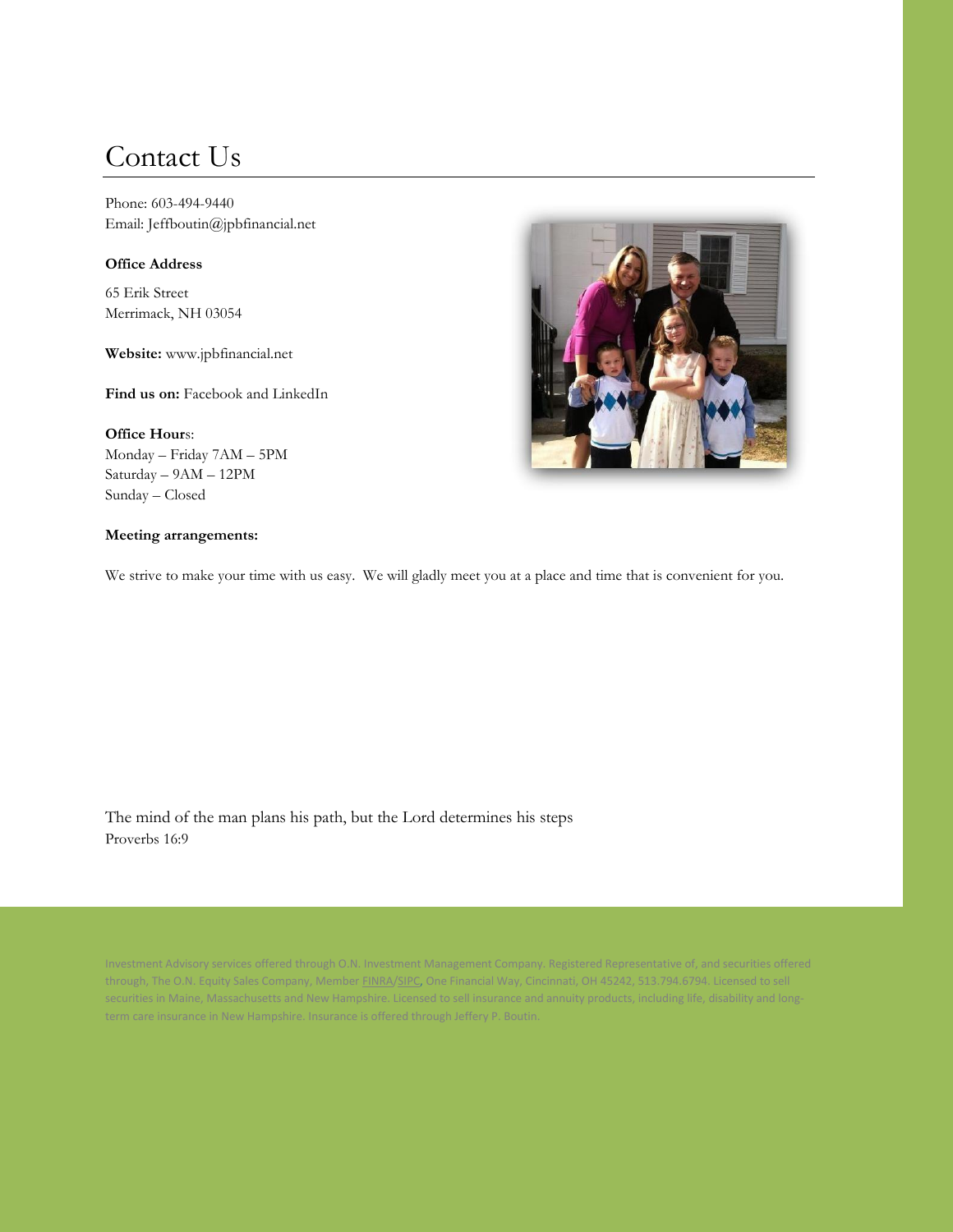# Contact Us

Phone: 603-494-9440
Email: Jeffboutin@jpbfinancial.net

**Office Address**

65 Erik Street
Merrimack, NH 03054

**Website:** www.jpbfinancial.net

**Find us on:** Facebook and LinkedIn

**Office Hours**:
Monday – Friday 7AM – 5PM
Saturday – 9AM – 12PM
Sunday – Closed

**Meeting arrangements:**

We strive to make your time with us easy. We will gladly meet you at a place and time that is convenient for you.

The mind of the man plans his path, but the Lord determines his steps
Proverbs 16:9

Investment Advisory services offered through O.N. Investment Management Company. Registered Representative of, and securities offered through, The O.N. Equity Sales Company, Member FINRA/SIPC, One Financial Way, Cincinnati, OH 45242, 513.794.6794. Licensed to sell securities in Maine, Massachusetts and New Hampshire. Licensed to sell insurance and annuity products, including life, disability and long-term care insurance in New Hampshire. Insurance is offered through Jeffery P. Boutin.